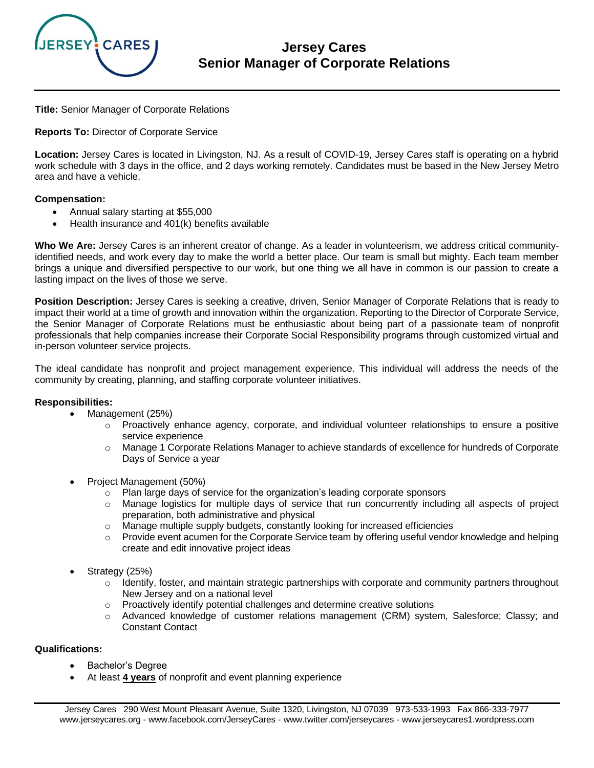# Jersey Cares
## Senior Manager of Corporate Relations

**Title:** Senior Manager of Corporate Relations

**Reports To:** Director of Corporate Service

**Location:** Jersey Cares is located in Livingston, NJ. As a result of COVID-19, Jersey Cares staff is operating on a hybrid work schedule with 3 days in the office, and 2 days working remotely. Candidates must be based in the New Jersey Metro area and have a vehicle.

**Compensation:**

- Annual salary starting at $55,000
- Health insurance and 401(k) benefits available

**Who We Are:** Jersey Cares is an inherent creator of change. As a leader in volunteerism, we address critical community-identified needs, and work every day to make the world a better place. Our team is small but mighty. Each team member brings a unique and diversified perspective to our work, but one thing we all have in common is our passion to create a lasting impact on the lives of those we serve.

**Position Description:** Jersey Cares is seeking a creative, driven, Senior Manager of Corporate Relations that is ready to impact their world at a time of growth and innovation within the organization. Reporting to the Director of Corporate Service, the Senior Manager of Corporate Relations must be enthusiastic about being part of a passionate team of nonprofit professionals that help companies increase their Corporate Social Responsibility programs through customized virtual and in-person volunteer service projects.

The ideal candidate has nonprofit and project management experience. This individual will address the needs of the community by creating, planning, and staffing corporate volunteer initiatives.

**Responsibilities:**

- Management (25%)
  - Proactively enhance agency, corporate, and individual volunteer relationships to ensure a positive service experience
  - Manage 1 Corporate Relations Manager to achieve standards of excellence for hundreds of Corporate Days of Service a year
- Project Management (50%)
  - Plan large days of service for the organization's leading corporate sponsors
  - Manage logistics for multiple days of service that run concurrently including all aspects of project preparation, both administrative and physical
  - Manage multiple supply budgets, constantly looking for increased efficiencies
  - Provide event acumen for the Corporate Service team by offering useful vendor knowledge and helping create and edit innovative project ideas
- Strategy (25%)
  - Identify, foster, and maintain strategic partnerships with corporate and community partners throughout New Jersey and on a national level
  - Proactively identify potential challenges and determine creative solutions
  - Advanced knowledge of customer relations management (CRM) system, Salesforce; Classy; and Constant Contact

**Qualifications:**

- Bachelor's Degree
- At least **4 years** of nonprofit and event planning experience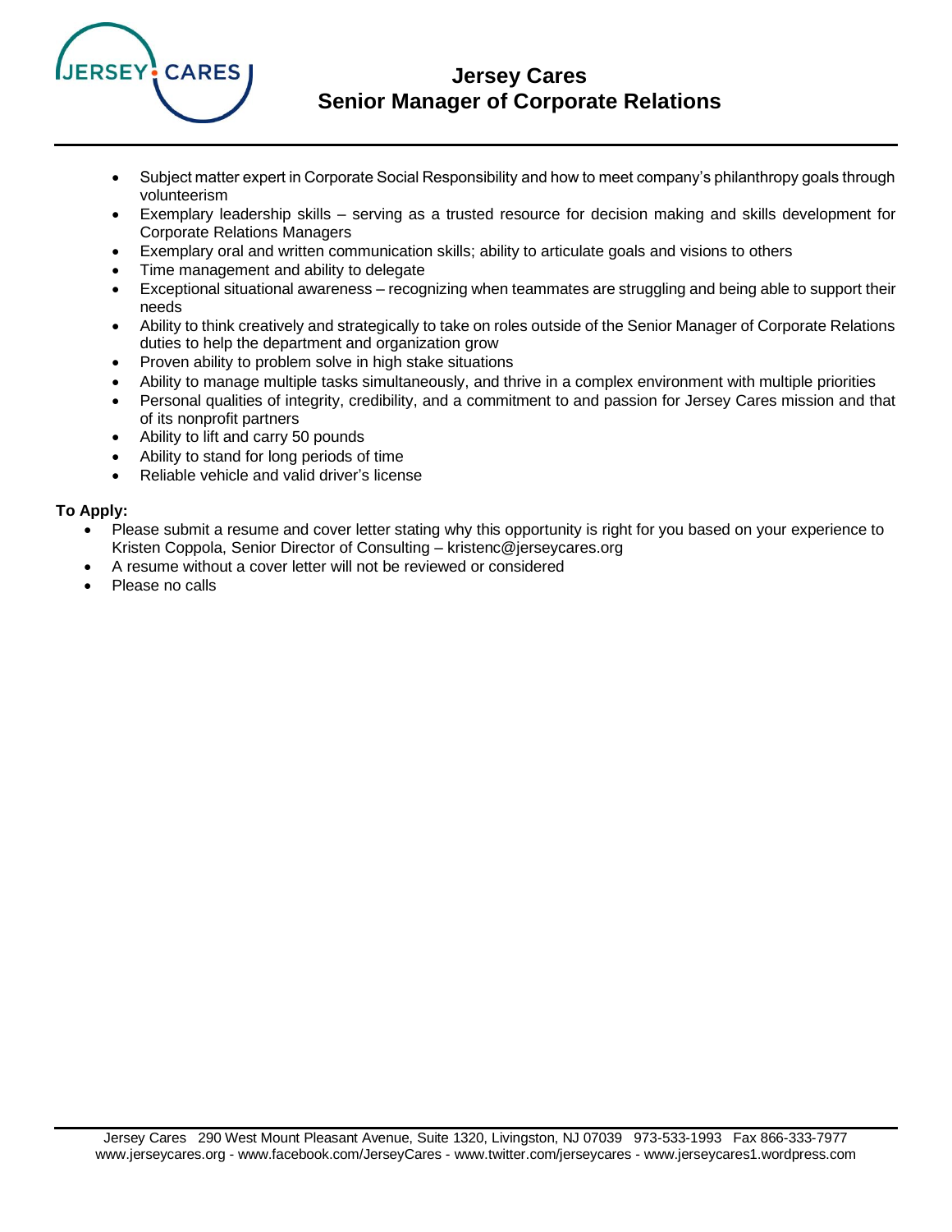- Subject matter expert in Corporate Social Responsibility and how to meet company's philanthropy goals through volunteerism
- Exemplary leadership skills – serving as a trusted resource for decision making and skills development for Corporate Relations Managers
- Exemplary oral and written communication skills; ability to articulate goals and visions to others
- Time management and ability to delegate
- Exceptional situational awareness – recognizing when teammates are struggling and being able to support their needs
- Ability to think creatively and strategically to take on roles outside of the Senior Manager of Corporate Relations duties to help the department and organization grow
- Proven ability to problem solve in high stake situations
- Ability to manage multiple tasks simultaneously, and thrive in a complex environment with multiple priorities
- Personal qualities of integrity, credibility, and a commitment to and passion for Jersey Cares mission and that of its nonprofit partners
- Ability to lift and carry 50 pounds
- Ability to stand for long periods of time
- Reliable vehicle and valid driver's license

**To Apply:**

- Please submit a resume and cover letter stating why this opportunity is right for you based on your experience to Kristen Coppola, Senior Director of Consulting – kristenc@jerseycares.org
- A resume without a cover letter will not be reviewed or considered
- Please no calls